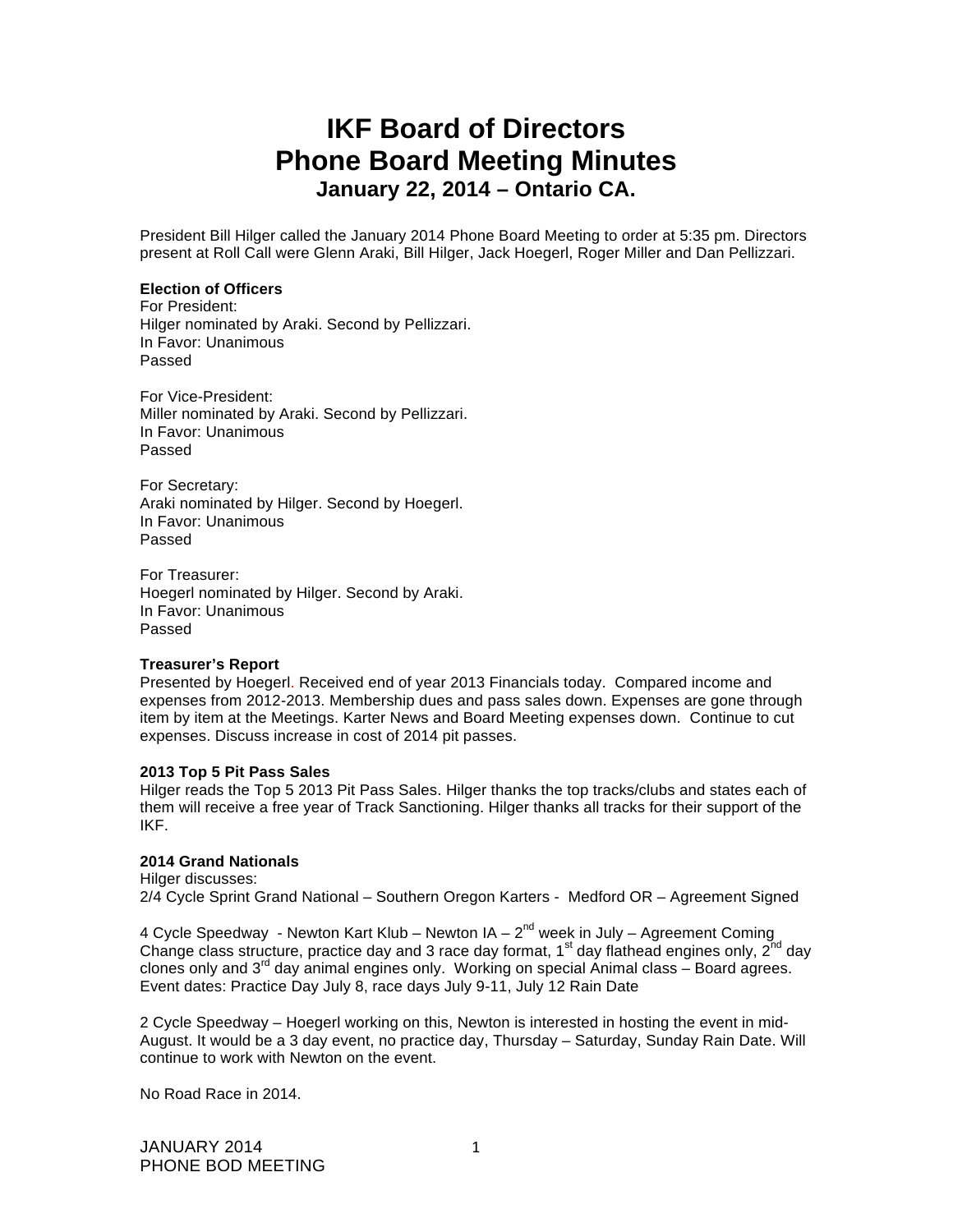# IKF Board of Directors
# Phone Board Meeting Minutes
## January 22, 2014 – Ontario CA.

President Bill Hilger called the January 2014 Phone Board Meeting to order at 5:35 pm. Directors present at Roll Call were Glenn Araki, Bill Hilger, Jack Hoegerl, Roger Miller and Dan Pellizzari.

**Election of Officers**
For President:
Hilger nominated by Araki. Second by Pellizzari.
In Favor: Unanimous
Passed

For Vice-President:
Miller nominated by Araki. Second by Pellizzari.
In Favor: Unanimous
Passed

For Secretary:
Araki nominated by Hilger. Second by Hoegerl.
In Favor: Unanimous
Passed

For Treasurer:
Hoegerl nominated by Hilger. Second by Araki.
In Favor: Unanimous
Passed

**Treasurer's Report**
Presented by Hoegerl. Received end of year 2013 Financials today. Compared income and expenses from 2012-2013. Membership dues and pass sales down. Expenses are gone through item by item at the Meetings. Karter News and Board Meeting expenses down. Continue to cut expenses. Discuss increase in cost of 2014 pit passes.

**2013 Top 5 Pit Pass Sales**
Hilger reads the Top 5 2013 Pit Pass Sales. Hilger thanks the top tracks/clubs and states each of them will receive a free year of Track Sanctioning. Hilger thanks all tracks for their support of the IKF.

**2014 Grand Nationals**
Hilger discusses:
2/4 Cycle Sprint Grand National – Southern Oregon Karters - Medford OR – Agreement Signed

4 Cycle Speedway - Newton Kart Klub – Newton IA – 2nd week in July – Agreement Coming
Change class structure, practice day and 3 race day format, 1st day flathead engines only, 2nd day clones only and 3rd day animal engines only. Working on special Animal class – Board agrees.
Event dates: Practice Day July 8, race days July 9-11, July 12 Rain Date

2 Cycle Speedway – Hoegerl working on this, Newton is interested in hosting the event in mid-August. It would be a 3 day event, no practice day, Thursday – Saturday, Sunday Rain Date. Will continue to work with Newton on the event.

No Road Race in 2014.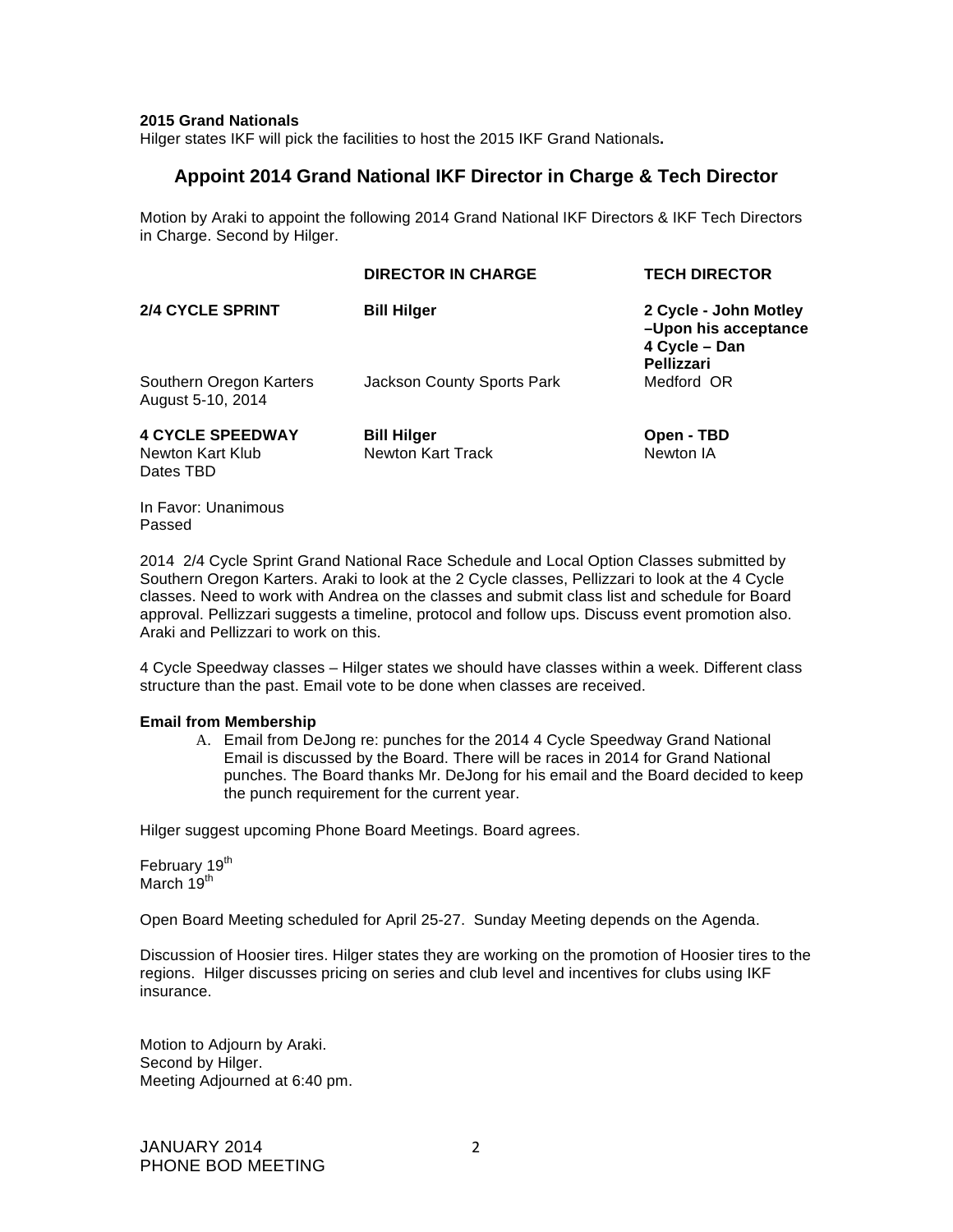**2015 Grand Nationals**
Hilger states IKF will pick the facilities to host the 2015 IKF Grand Nationals**.**

## Appoint 2014 Grand National IKF Director in Charge & Tech Director

Motion by Araki to appoint the following 2014 Grand National IKF Directors & IKF Tech Directors in Charge. Second by Hilger.

| | **DIRECTOR IN CHARGE** | **TECH DIRECTOR** |
|---|---|---|
| **2/4 CYCLE SPRINT** | **Bill Hilger** | **2 Cycle - John Motley –Upon his acceptance 4 Cycle – Dan Pellizzari** |
| Southern Oregon Karters August 5-10, 2014 | Jackson County Sports Park | Medford OR |
| **4 CYCLE SPEEDWAY** Newton Kart Klub Dates TBD | **Bill Hilger** Newton Kart Track | **Open - TBD** Newton IA |

In Favor: Unanimous
Passed

2014 2/4 Cycle Sprint Grand National Race Schedule and Local Option Classes submitted by Southern Oregon Karters. Araki to look at the 2 Cycle classes, Pellizzari to look at the 4 Cycle classes. Need to work with Andrea on the classes and submit class list and schedule for Board approval. Pellizzari suggests a timeline, protocol and follow ups. Discuss event promotion also. Araki and Pellizzari to work on this.

4 Cycle Speedway classes – Hilger states we should have classes within a week. Different class structure than the past. Email vote to be done when classes are received.

**Email from Membership**

A. Email from DeJong re: punches for the 2014 4 Cycle Speedway Grand National Email is discussed by the Board. There will be races in 2014 for Grand National punches. The Board thanks Mr. DeJong for his email and the Board decided to keep the punch requirement for the current year.

Hilger suggest upcoming Phone Board Meetings. Board agrees.

February 19th
March 19th

Open Board Meeting scheduled for April 25-27. Sunday Meeting depends on the Agenda.

Discussion of Hoosier tires. Hilger states they are working on the promotion of Hoosier tires to the regions. Hilger discusses pricing on series and club level and incentives for clubs using IKF insurance.

Motion to Adjourn by Araki.
Second by Hilger.
Meeting Adjourned at 6:40 pm.